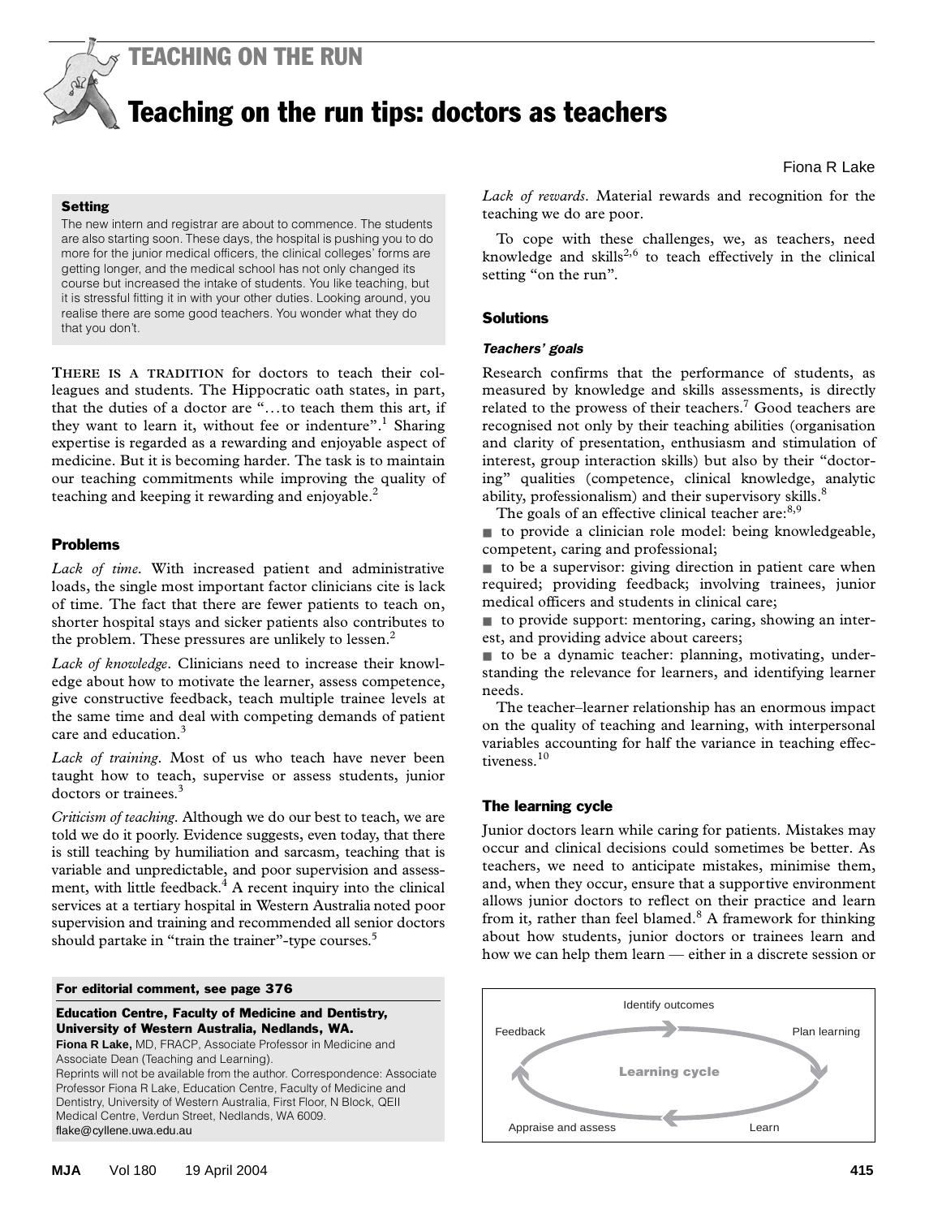# TEACHING ON THE RUN

## Teaching on the run tips: doctors as teachers

Fiona R Lake

**Setting**

The new intern and registrar are about to commence. The students are also starting soon. These days, the hospital is pushing you to do more for the junior medical officers, the clinical colleges' forms are getting longer, and the medical school has not only changed its course but increased the intake of students. You like teaching, but it is stressful fitting it in with your other duties. Looking around, you realise there are some good teachers. You wonder what they do that you don't.

THERE IS A TRADITION for doctors to teach their colleagues and students. The Hippocratic oath states, in part, that the duties of a doctor are "…to teach them this art, if they want to learn it, without fee or indenture".[1] Sharing expertise is regarded as a rewarding and enjoyable aspect of medicine. But it is becoming harder. The task is to maintain our teaching commitments while improving the quality of teaching and keeping it rewarding and enjoyable.[2]

### Problems

*Lack of time*. With increased patient and administrative loads, the single most important factor clinicians cite is lack of time. The fact that there are fewer patients to teach on, shorter hospital stays and sicker patients also contributes to the problem. These pressures are unlikely to lessen.[2]

*Lack of knowledge*. Clinicians need to increase their knowledge about how to motivate the learner, assess competence, give constructive feedback, teach multiple trainee levels at the same time and deal with competing demands of patient care and education.[3]

*Lack of training*. Most of us who teach have never been taught how to teach, supervise or assess students, junior doctors or trainees.[3]

*Criticism of teaching*. Although we do our best to teach, we are told we do it poorly. Evidence suggests, even today, that there is still teaching by humiliation and sarcasm, teaching that is variable and unpredictable, and poor supervision and assessment, with little feedback.[4] A recent inquiry into the clinical services at a tertiary hospital in Western Australia noted poor supervision and training and recommended all senior doctors should partake in "train the trainer"-type courses.[5]

*Lack of rewards*. Material rewards and recognition for the teaching we do are poor.

To cope with these challenges, we, as teachers, need knowledge and skills[2,6] to teach effectively in the clinical setting "on the run".

### Solutions

#### *Teachers' goals*

Research confirms that the performance of students, as measured by knowledge and skills assessments, is directly related to the prowess of their teachers.[7] Good teachers are recognised not only by their teaching abilities (organisation and clarity of presentation, enthusiasm and stimulation of interest, group interaction skills) but also by their "doctoring" qualities (competence, clinical knowledge, analytic ability, professionalism) and their supervisory skills.[8]

The goals of an effective clinical teacher are:[8,9]

- to provide a clinician role model: being knowledgeable, competent, caring and professional;
- to be a supervisor: giving direction in patient care when required; providing feedback; involving trainees, junior medical officers and students in clinical care;
- to provide support: mentoring, caring, showing an interest, and providing advice about careers;
- to be a dynamic teacher: planning, motivating, understanding the relevance for learners, and identifying learner needs.

The teacher–learner relationship has an enormous impact on the quality of teaching and learning, with interpersonal variables accounting for half the variance in teaching effectiveness.[10]

### The learning cycle

Junior doctors learn while caring for patients. Mistakes may occur and clinical decisions could sometimes be better. As teachers, we need to anticipate mistakes, minimise them, and, when they occur, ensure that a supportive environment allows junior doctors to reflect on their practice and learn from it, rather than feel blamed.[8] A framework for thinking about how students, junior doctors or trainees learn and how we can help them learn — either in a discrete session or

**Learning cycle**: Identify outcomes → Plan learning → Learn → Appraise and assess → Feedback → (back to Identify outcomes)

**For editorial comment, see page 376**

**Education Centre, Faculty of Medicine and Dentistry, University of Western Australia, Nedlands, WA.**

**Fiona R Lake,** MD, FRACP, Associate Professor in Medicine and Associate Dean (Teaching and Learning).

Reprints will not be available from the author. Correspondence: Associate Professor Fiona R Lake, Education Centre, Faculty of Medicine and Dentistry, University of Western Australia, First Floor, N Block, QEII Medical Centre, Verdun Street, Nedlands, WA 6009.
flake@cyllene.uwa.edu.au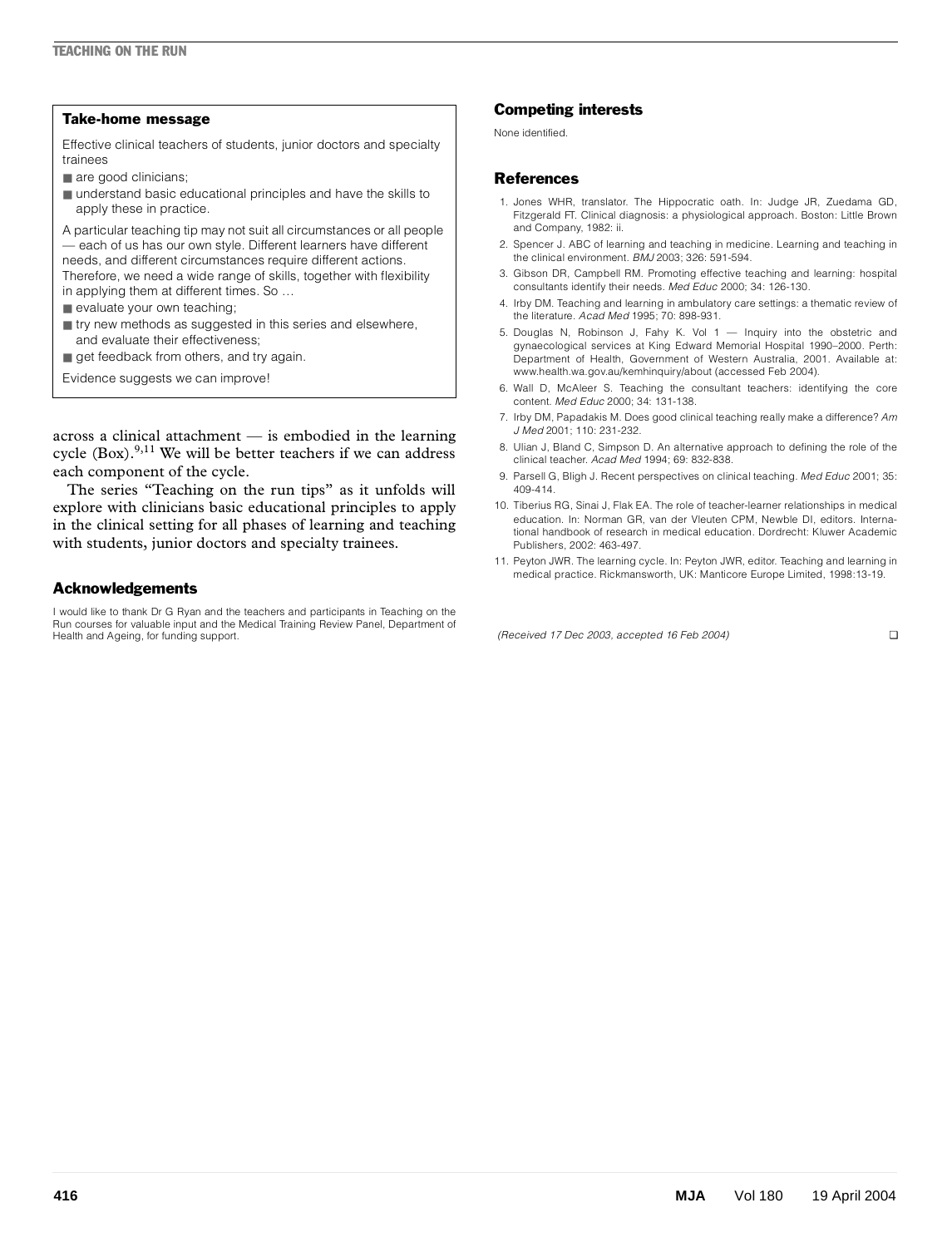### Take-home message

Effective clinical teachers of students, junior doctors and specialty trainees

- are good clinicians;
- understand basic educational principles and have the skills to apply these in practice.

A particular teaching tip may not suit all circumstances or all people — each of us has our own style. Different learners have different needs, and different circumstances require different actions. Therefore, we need a wide range of skills, together with flexibility in applying them at different times. So …

- evaluate your own teaching;
- try new methods as suggested in this series and elsewhere, and evaluate their effectiveness;
- get feedback from others, and try again.

Evidence suggests we can improve!

across a clinical attachment — is embodied in the learning cycle (Box).[9,11] We will be better teachers if we can address each component of the cycle.

The series "Teaching on the run tips" as it unfolds will explore with clinicians basic educational principles to apply in the clinical setting for all phases of learning and teaching with students, junior doctors and specialty trainees.

## Acknowledgements

I would like to thank Dr G Ryan and the teachers and participants in Teaching on the Run courses for valuable input and the Medical Training Review Panel, Department of Health and Ageing, for funding support.

## Competing interests

None identified.

## References

1. Jones WHR, translator. The Hippocratic oath. In: Judge JR, Zuedama GD, Fitzgerald FT. Clinical diagnosis: a physiological approach. Boston: Little Brown and Company, 1982: ii.
2. Spencer J. ABC of learning and teaching in medicine. Learning and teaching in the clinical environment. *BMJ* 2003; 326: 591-594.
3. Gibson DR, Campbell RM. Promoting effective teaching and learning: hospital consultants identify their needs. *Med Educ* 2000; 34: 126-130.
4. Irby DM. Teaching and learning in ambulatory care settings: a thematic review of the literature. *Acad Med* 1995; 70: 898-931.
5. Douglas N, Robinson J, Fahy K. Vol 1 — Inquiry into the obstetric and gynaecological services at King Edward Memorial Hospital 1990–2000. Perth: Department of Health, Government of Western Australia, 2001. Available at: www.health.wa.gov.au/kemhinquiry/about (accessed Feb 2004).
6. Wall D, McAleer S. Teaching the consultant teachers: identifying the core content. *Med Educ* 2000; 34: 131-138.
7. Irby DM, Papadakis M. Does good clinical teaching really make a difference? *Am J Med* 2001; 110: 231-232.
8. Ulian J, Bland C, Simpson D. An alternative approach to defining the role of the clinical teacher. *Acad Med* 1994; 69: 832-838.
9. Parsell G, Bligh J. Recent perspectives on clinical teaching. *Med Educ* 2001; 35: 409-414.
10. Tiberius RG, Sinai J, Flak EA. The role of teacher-learner relationships in medical education. In: Norman GR, van der Vleuten CPM, Newble DI, editors. International handbook of research in medical education. Dordrecht: Kluwer Academic Publishers, 2002: 463-497.
11. Peyton JWR. The learning cycle. In: Peyton JWR, editor. Teaching and learning in medical practice. Rickmansworth, UK: Manticore Europe Limited, 1998:13-19.

*(Received 17 Dec 2003, accepted 16 Feb 2004)*